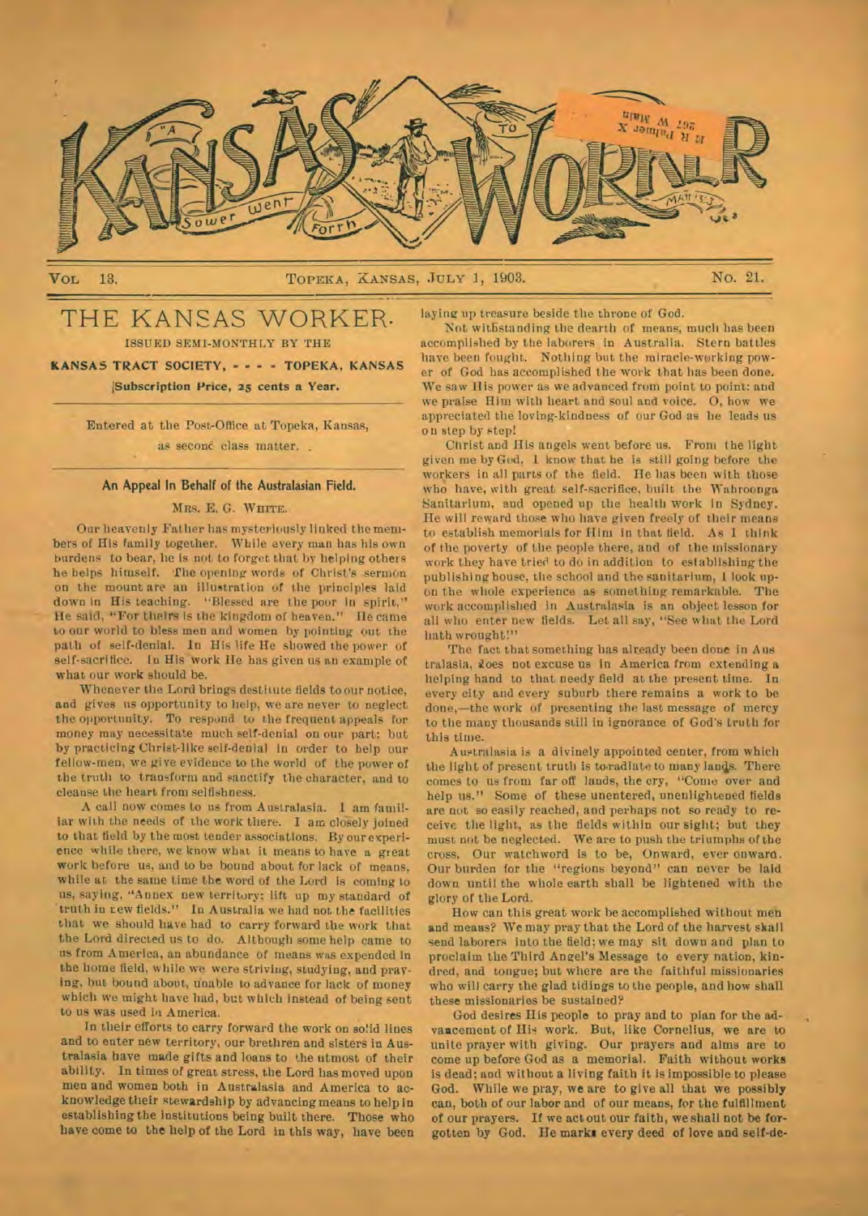# KANSAS WORKER

"A Sower Went Forth" — Matt 13:3

VOL 13. TOPEKA, KANSAS, JULY 1, 1903. No. 21.

## THE KANSAS WORKER.

ISSUED SEMI-MONTHLY BY THE

**KANSAS TRACT SOCIETY, - - - - TOPEKA, KANSAS**

**Subscription Price, 25 cents a Year.**

Entered at the Post-Office at Topeka, Kansas, as second class matter.

### An Appeal In Behalf of the Australasian Field.

MRS. E. G. WHITE.

Our heavenly Father has mysteriously linked the members of His family together. While every man has his own burdens to bear, he is not to forget that by helping others he helps himself. The opening words of Christ's sermon on the mount are an illustration of the principles laid down in His teaching. "Blessed are the poor in spirit," He said, "For theirs is the kingdom of heaven." He came to our world to bless men and women by pointing out the path of self-denial. In His life He showed the power of self-sacrifice. In His work He has given us an example of what our work should be.

Whenever the Lord brings destitute fields to our notice, and gives us opportunity to help, we are never to neglect the opportunity. To respond to the frequent appeals for money may necessitate much self-denial on our part; but by practicing Christ-like self-denial in order to help our fellow-men, we give evidence to the world of the power of the truth to transform and sanctify the character, and to cleanse the heart from selfishness.

A call now comes to us from Australasia. I am familiar with the needs of the work there. I am closely joined to that field by the most tender associations. By our experience while there, we know what it means to have a great work before us, and to be bound about for lack of means, while at the same time the word of the Lord is coming to us, saying, "Annex new territory; lift up my standard of truth in new fields." In Australia we had not the facilities that we should have had to carry forward the work that the Lord directed us to do. Although some help came to us from America, an abundance of means was expended in the home field, while we were striving, studying, and praying, but bound about, unable to advance for lack of money which we might have had, but which instead of being sent to us was used in America.

In their efforts to carry forward the work on solid lines and to enter new territory, our brethren and sisters in Australasia have made gifts and loans to the utmost of their ability. In times of great stress, the Lord has moved upon men and women both in Australasia and America to acknowledge their stewardship by advancing means to help in establishing the institutions being built there. Those who have come to the help of the Lord in this way, have been laying up treasure beside the throne of God.

Not withstanding the dearth of means, much has been accomplished by the laborers in Australia. Stern battles have been fought. Nothing but the miracle-working power of God has accomplished the work that has been done. We saw His power as we advanced from point to point: and we praise Him with heart and soul and voice. O, how we appreciated the loving-kindness of our God as he leads us on step by step!

Christ and His angels went before us. From the light given me by God, I know that he is still going before the workers in all parts of the field. He has been with those who have, with great self-sacrifice, built the Wahroonga Sanitarium, and opened up the health work in Sydney. He will reward those who have given freely of their means to establish memorials for Him in that field. As I think of the poverty of the people there, and of the missionary work they have tried to do in addition to establishing the publishing house, the school and the sanitarium, I look upon the whole experience as something remarkable. The work accomplished in Australasia is an object lesson for all who enter new fields. Let all say, "See what the Lord hath wrought!"

The fact that something has already been done in Australasia, does not excuse us in America from extending a helping hand to that needy field at the present time. In every city and every suburb there remains a work to be done,—the work of presenting the last message of mercy to the many thousands still in ignorance of God's truth for this time.

Australasia is a divinely appointed center, from which the light of present truth is to radiate to many lands. There comes to us from far off lands, the cry, "Come over and help us." Some of these unentered, unenlightened fields are not so easily reached, and perhaps not so ready to receive the light, as the fields within our sight; but they must not be neglected. We are to push the triumphs of the cross. Our watchword is to be, Onward, ever onward. Our burden for the "regions beyond" can never be laid down until the whole earth shall be lightened with the glory of the Lord.

How can this great work be accomplished without men and means? We may pray that the Lord of the harvest shall send laborers into the field; we may sit down and plan to proclaim the Third Angel's Message to every nation, kindred, and tongue; but where are the faithful missionaries who will carry the glad tidings to the people, and how shall these missionaries be sustained?

God desires His people to pray and to plan for the advancement of His work. But, like Cornelius, we are to unite prayer with giving. Our prayers and alms are to come up before God as a memorial. Faith without works is dead; and without a living faith it is impossible to please God. While we pray, we are to give all that we possibly can, both of our labor and of our means, for the fulfillment of our prayers. If we act out our faith, we shall not be forgotten by God. He marks every deed of love and self-de-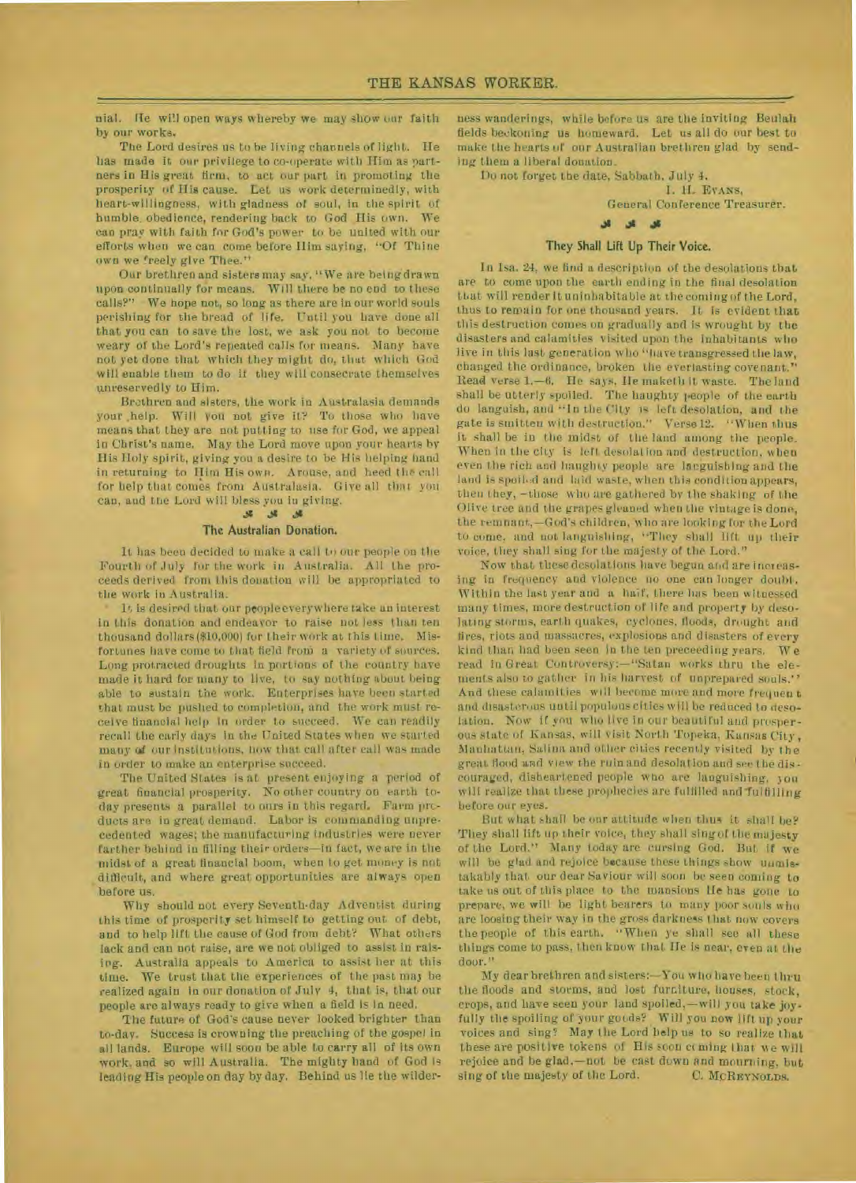nial. He will open ways whereby we may show our faith by our works.

The Lord desires us to be living channels of light. He has made it our privilege to co-operate with Him as partners in His great firm, to act our part in promoting the prosperity of His cause. Let us work determinedly, with heart-willingness, with gladness of soul, in the spirit of humble obedience, rendering back to God His own. We can pray with faith for God's power to be united with our efforts when we can come before Him saying, "Of Thine own we freely give Thee."

Our brethren and sisters may say, "We are being drawn upon continually for means. Will there be no end to these calls?" We hope not, so long as there are in our world souls perishing for the bread of life. Until you have done all that you can to save the lost, we ask you not to become weary of the Lord's repeated calls for means. Many have not yet done that which they might do, that which God will enable them to do if they will consecrate themselves unreservedly to Him.

Brethren and sisters, the work in Australasia demands your help. Will you not give it? To those who have means that they are not putting to use for God, we appeal in Christ's name. May the Lord move upon your hearts by His Holy spirit, giving you a desire to be His helping hand in returning to Him His own. Arouse, and heed the call for help that comes from Australasia. Give all that you can, and the Lord will bless you in giving.

## The Australian Donation.

It has been decided to make a call to our people on the Fourth of July for the work in Australia. All the proceeds derived from this donation will be appropriated to the work in Australia.

It is desired that our people everywhere take an interest in this donation and endeavor to raise not less than ten thousand dollars ($10,000) for their work at this time. Misfortunes have come to that field from a variety of sources. Long protracted droughts in portions of the country have made it hard for many to live, to say nothing about being able to sustain the work. Enterprises have been started that must be pushed to completion, and the work must receive financial help in order to succeed. We can readily recall the early days in the United States when we started many of our institutions, how that call after call was made in order to make an enterprise succeed.

The United States is at present enjoying a period of great financial prosperity. No other country on earth today presents a parallel to ours in this regard. Farm products are in great demand. Labor is commanding unprecedented wages; the manufacturing industries were never farther behind in filling their orders—in fact, we are in the midst of a great financial boom, when to get money is not difficult, and where great opportunities are always open before us.

Why should not every Seventh-day Adventist during this time of prosperity set himself to getting out of debt, and to help lift the cause of God from debt? What others lack and can not raise, are we not obliged to assist in raising. Australia appeals to America to assist her at this time. We trust that the experiences of the past may be realized again in our donation of July 4, that is, that our people are always ready to give when a field is in need.

The future of God's cause never looked brighter than to-day. Success is crowning the preaching of the gospel in all lands. Europe will soon be able to carry all of its own work, and so will Australia. The mighty hand of God is leading His people on day by day. Behind us lie the wilderness wanderings, while before us are the inviting Beulah fields beckoning us homeward. Let us all do our best to make the hearts of our Australian brethren glad by sending them a liberal donation.

Do not forget the date, Sabbath, July 4.

I. H. EVANS,
General Conference Treasurer.

## They Shall Lift Up Their Voice.

In Isa. 24, we find a description of the desolations that are to come upon the earth ending in the final desolation that will render it uninhabitable at the coming of the Lord, thus to remain for one thousand years. It is evident that this destruction comes on gradually and is wrought by the disasters and calamities visited upon the inhabitants who live in this last generation who "have transgressed the law, changed the ordinance, broken the everlasting covenant." Read verse 1.—6. He says, He maketh it waste. The land shall be utterly spoiled. The haughty people of the earth do languish, and "In the City is left desolation, and the gate is smitten with destruction." Verse 12. "When thus it shall be in the midst of the land among the people. When in the city is left desolation and destruction, when even the rich and haughty people are languishing and the land is spoiled and laid waste, when this condition appears, then they,—those who are gathered by the shaking of the Olive tree and the grapes gleaned when the vintage is done, the remnant,—God's children, who are looking for the Lord to come, and not languishing, "They shall lift up their voice, they shall sing for the majesty of the Lord."

Now that these desolations have begun and are increasing in frequency and violence no one can longer doubt. Within the last year and a half, there has been witnessed many times, more destruction of life and property by desolating storms, earth quakes, cyclones, floods, drought and fires, riots and massacres, explosions and disasters of every kind than had been seen in the ten preceeding years. We read in Great Controversy:—"Satan works thru the elements also to gather in his harvest of unprepared souls." And these calamities will become more and more frequent and disasterous until populous cities will be reduced to desolation. Now if you who live in our beautiful and prosperous state of Kansas, will visit North Topeka, Kansas City, Manhattan, Salina and other cities recently visited by the great flood and view the ruin and desolation and see the discouraged, disheartened people who are languishing, you will realize that these prophecies are fulfilled and fulfilling before our eyes.

But what shall be our attitude when thus it shall be? They shall lift up their voice, they shall sing of the majesty of the Lord." Many today are cursing God. But if we will be glad and rejoice because these things show unmistakably that our dear Saviour will soon be seen coming to take us out of this place to the mansions He has gone to prepare, we will be light bearers to many poor souls who are loosing their way in the gross darkness that now covers the people of this earth. "When ye shall see all these things come to pass, then know that He is near, even at the door."

My dear brethren and sisters:—You who have been thru the floods and storms, and lost furniture, houses, stock, crops, and have seen your land spoiled,—will you take joyfully the spoiling of your goods? Will you now lift up your voices and sing? May the Lord help us to so realize that these are positive tokens of His soon coming that we will rejoice and be glad,—not be cast down and mourning, but sing of the majesty of the Lord.

C. MCREYNOLDS.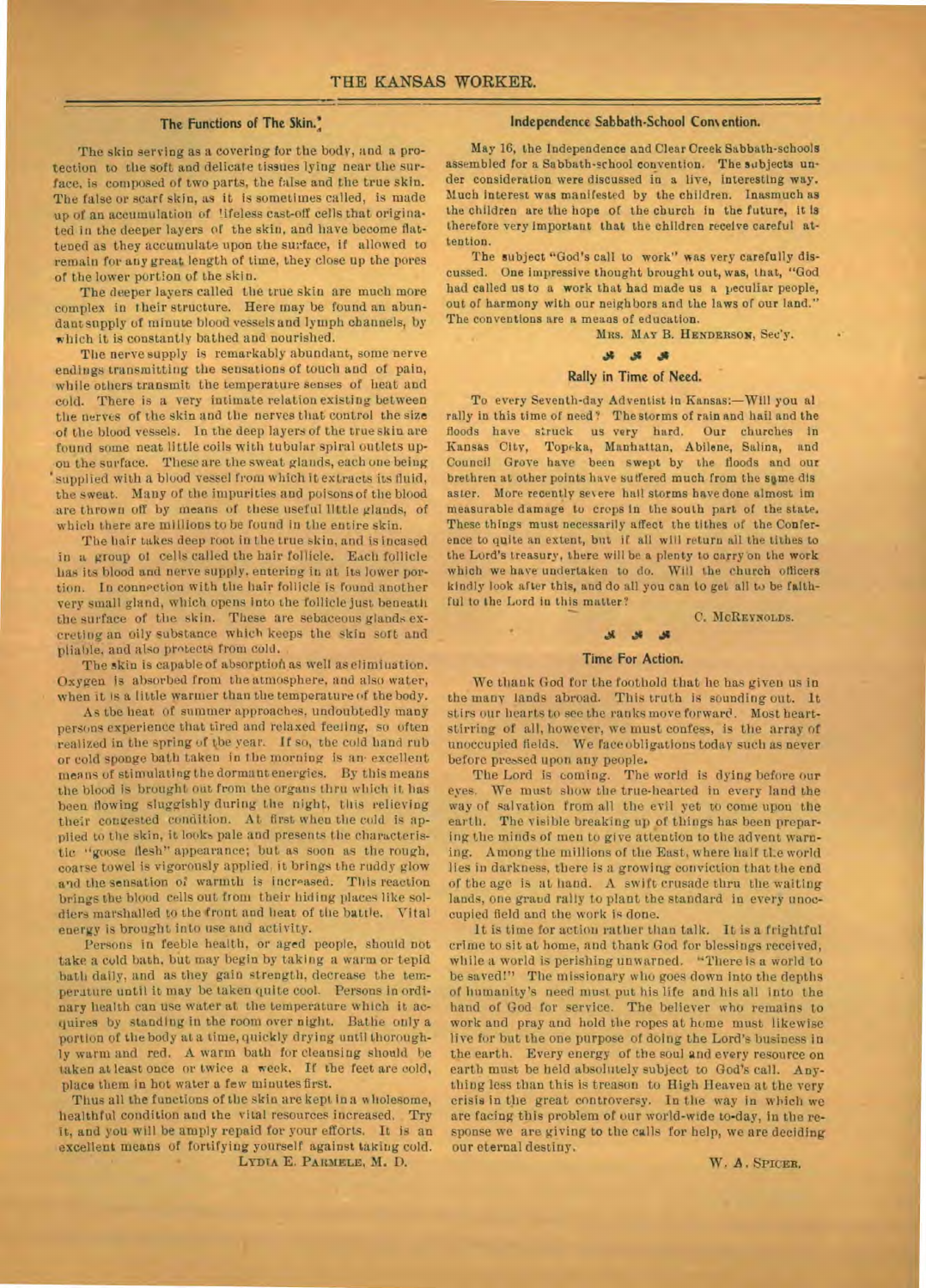## The Functions of The Skin.*

The skin serving as a covering for the body, and a protection to the soft and delicate tissues lying near the surface, is composed of two parts, the false and the true skin. The false or scarf skin, as it is sometimes called, is made up of an accumulation of lifeless cast-off cells that originated in the deeper layers of the skin, and have become flattened as they accumulate upon the surface, if allowed to remain for any great length of time, they close up the pores of the lower portion of the skin.

The deeper layers called the true skin are much more complex in their structure. Here may be found an abundant supply of minute blood vessels and lymph channels, by which it is constantly bathed and nourished.

The nerve supply is remarkably abundant, some nerve endings transmitting the sensations of touch and of pain, while others transmit the temperature senses of heat and cold. There is a very intimate relation existing between the nerves of the skin and the nerves that control the size of the blood vessels. In the deep layers of the true skin are found some neat little coils with tubular spiral outlets upon the surface. These are the sweat glands, each one being supplied with a blood vessel from which it extracts its fluid, the sweat. Many of the impurities and poisons of the blood are thrown off by means of these useful little glands, of which there are millions to be found in the entire skin.

The hair takes deep root in the true skin, and is incased in a group of cells called the hair follicle. Each follicle has its blood and nerve supply, entering in at its lower portion. In connection with the hair follicle is found another very small gland, which opens into the follicle just beneath the surface of the skin. These are sebaceous glands excreting an oily substance which keeps the skin soft and pliable, and also protects from cold.

The skin is capable of absorption as well as elimination. Oxygen is absorbed from the atmosphere, and also water, when it is a little warmer than the temperature of the body.

As the heat of summer approaches, undoubtedly many persons experience that tired and relaxed feeling, so often realized in the spring of the year. If so, the cold hand rub or cold sponge bath taken in the morning is an excellent means of stimulating the dormant energies. By this means the blood is brought out from the organs thru which it has been flowing sluggishly during the night, this relieving their congested condition. At first when the cold is applied to the skin, it looks pale and presents the characteristic "goose flesh" appearance; but as soon as the rough, coarse towel is vigorously applied, it brings the ruddy glow and the sensation of warmth is increased. This reaction brings the blood cells out from their hiding places like soldiers marshalled to the front and heat of the battle. Vital energy is brought into use and activity.

Persons in feeble health, or aged people, should not take a cold bath, but may begin by taking a warm or tepid bath daily, and as they gain strength, decrease the temperature until it may be taken quite cool. Persons in ordinary health can use water at the temperature which it acquires by standing in the room over night. Bathe only a portion of the body at a time, quickly drying until thoroughly warm and red. A warm bath for cleansing should be taken at least once or twice a week. If the feet are cold, place them in hot water a few minutes first.

Thus all the functions of the skin are kept in a wholesome, healthful condition and the vital resources increased. Try it, and you will be amply repaid for your efforts. It is an excellent means of fortifying yourself against taking cold.

LYDIA E. PARMELE, M. D.

## Independence Sabbath-School Convention.

May 16, the Independence and Clear Creek Sabbath-schools assembled for a Sabbath-school convention. The subjects under consideration were discussed in a live, interesting way. Much interest was manifested by the children. Inasmuch as the children are the hope of the church in the future, it is therefore very important that the children receive careful attention.

The subject "God's call to work" was very carefully discussed. One impressive thought brought out, was, that, "God had called us to a work that had made us a peculiar people, out of harmony with our neighbors and the laws of our land." The conventions are a means of education.

MRS. MAY B. HENDERSON, Sec'y.

## Rally in Time of Need.

To every Seventh-day Adventist in Kansas:—Will you all rally in this time of need? The storms of rain and hail and the floods have struck us very hard. Our churches in Kansas City, Topeka, Manhattan, Abilene, Salina, and Council Grove have been swept by the floods and our brethren at other points have suffered much from the same disaster. More recently severe hail storms have done almost immeasurable damage to crops in the south part of the state. These things must necessarily affect the tithes of the Conference to quite an extent, but if all will return all the tithes to the Lord's treasury, there will be a plenty to carry on the work which we have undertaken to do. Will the church officers kindly look after this, and do all you can to get all to be faithful to the Lord in this matter?

C. MCREYNOLDS.

## Time For Action.

We thank God for the foothold that he has given us in the many lands abroad. This truth is sounding out. It stirs our hearts to see the ranks move forward. Most heart-stirring of all, however, we must confess, is the array of unoccupied fields. We face obligations today such as never before pressed upon any people.

The Lord is coming. The world is dying before our eyes. We must show the true-hearted in every land the way of salvation from all the evil yet to come upon the earth. The visible breaking up of things has been preparing the minds of men to give attention to the advent warning. Among the millions of the East, where half the world lies in darkness, there is a growing conviction that the end of the age is at hand. A swift crusade thru the waiting lands, one grand rally to plant the standard in every unoccupied field and the work is done.

It is time for action rather than talk. It is a frightful crime to sit at home, and thank God for blessings received, while a world is perishing unwarned. "There is a world to be saved!" The missionary who goes down into the depths of humanity's need must put his life and his all into the hand of God for service. The believer who remains to work and pray and hold the ropes at home must likewise live for but the one purpose of doing the Lord's business in the earth. Every energy of the soul and every resource on earth must be held absolutely subject to God's call. Anything less than this is treason to High Heaven at the very crisis in the great controversy. In the way in which we are facing this problem of our world-wide to-day, in the response we are giving to the calls for help, we are deciding our eternal destiny.

W. A. SPICER.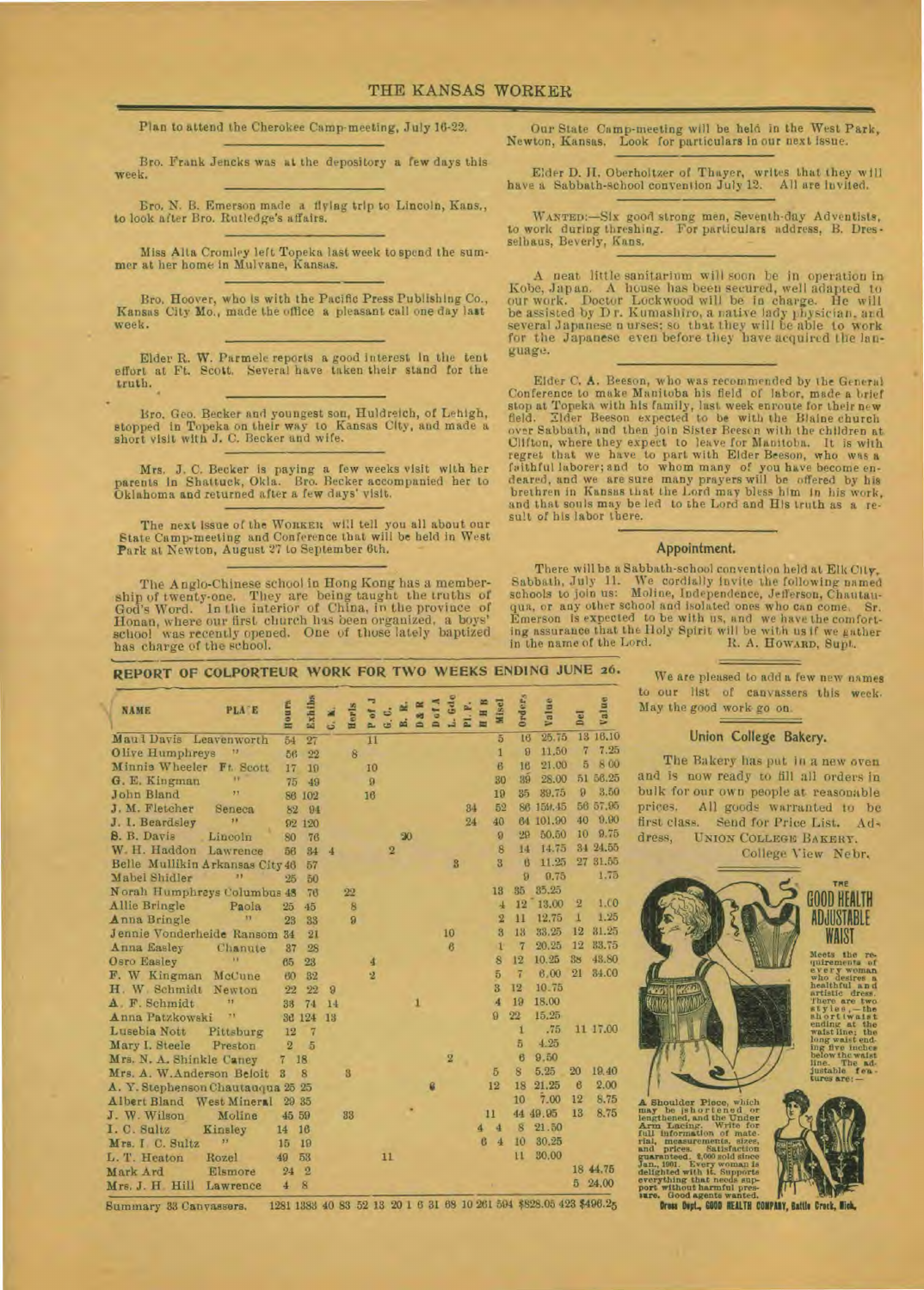Plan to attend the Cherokee Camp-meeting, July 16-22.

---

Bro. Frank Jencks was at the depository a few days this week.

---

Bro. N. B. Emerson made a flying trip to Lincoln, Kans., to look after Bro. Rutledge's affairs.

---

Miss Alta Cromley left Topeka last week to spend the summer at her home in Mulvane, Kansas.

---

Bro. Hoover, who is with the Pacific Press Publishing Co., Kansas City Mo., made the office a pleasant call one day last week.

---

Elder R. W. Parmele reports a good interest in the tent effort at Ft. Scott. Several have taken their stand for the truth.

---

Bro. Geo. Becker and youngest son, Huldreich, of Lehigh, stopped in Topeka on their way to Kansas City, and made a short visit with J. C. Becker and wife.

---

Mrs. J. C. Becker is paying a few weeks visit with her parents in Shattuck, Okla. Bro. Becker accompanied her to Oklahoma and returned after a few days' visit.

---

The next issue of the WORKER will tell you all about our State Camp-meeting and Conference that will be held in West Park at Newton, August 27 to September 6th.

---

The Anglo-Chinese school in Hong Kong has a membership of twenty-one. They are being taught the truths of God's Word. In the interior of China, in the province of Honan, where our first church has been organized, a boys' school was recently opened. One of those lately baptized has charge of the school.

---

Our State Camp-meeting will be held in the West Park, Newton, Kansas. Look for particulars in our next issue.

---

Elder D. H. Oberholtzer of Thayer, writes that they will have a Sabbath-school convention July 12. All are invited.

---

WANTED:—Six good strong men, Seventh-day Adventists, to work during threshing. For particulars address, B. Dresselhaus, Beverly, Kans.

---

A neat little sanitarium will soon be in operation in Kobe, Japan. A house has been secured, well adapted to our work. Doctor Lockwood will be in charge. He will be assisted by Dr. Kumashiro, a native lady physician, and several Japanese nurses; so that they will be able to work for the Japanese even before they have acquired the language.

---

Elder C. A. Beeson, who was recommended by the General Conference to make Manitoba his field of labor, made a brief stop at Topeka with his family, last week enroute for their new field. Elder Beeson expected to be with the Blaine church over Sabbath, and then join Sister Beeson with the children at Clifton, where they expect to leave for Manitoba. It is with regret that we have to part with Elder Beeson, who was a faithful laborer; and to whom many of you have become endeared, and we are sure many prayers will be offered by his brethren in Kansas that the Lord may bless him in his work, and that souls may be led to the Lord and His truth as a result of his labor there.

## Appointment.

There will be a Sabbath-school convention held at Elk City, Sabbath, July 11. We cordially invite the following named schools to join us: Moline, Independence, Jefferson, Chautauqua, or any other school and isolated ones who can come. Sr. Emerson is expected to be with us, and we have the comforting assurance that the Holy Spirit will be with us if we gather in the name of the Lord.

R. A. HOWARD, Supt.

## REPORT OF COLPORTEUR WORK FOR TWO WEEKS ENDING JUNE 26.

| NAME | PLACE | Hours | Exhibs | C. K. | Herls | P of J | G. C. | B. R. | D & R | D of A | L. Gde | Pl. P. | H H B | Miscl | Orders | Value | Del | Value |
|---|---|---|---|---|---|---|---|---|---|---|---|---|---|---|---|---|---|---|
| Maud Davis | Leavenworth | 54 | 27 | | | 11 | | | | | | | | 5 | 16 | 25.75 | 13 | 16.10 |
| Olive Humphreys | " | 56 | 22 | | 8 | | | | | | | | | 1 | 9 | 11.50 | 7 | 7.25 |
| Minnie Wheeler | Ft. Scott | 17 | 19 | | | 10 | | | | | | | | 6 | 16 | 21.00 | 5 | 8.00 |
| G. E. Kingman | " | 75 | 49 | | | 9 | | | | | | | | 30 | 36 | 28.00 | 51 | 56.25 |
| John Bland | " | 88 | 102 | | | 16 | | | | | | | | 19 | 35 | 39.75 | 9 | 3.50 |
| J. M. Fletcher | Seneca | 82 | 94 | | | | | | | | | 34 | | 52 | 86 | 159.45 | 56 | 57.95 |
| J. I. Beardsley | " | 92 | 120 | | | | | | | | | 24 | | 40 | 64 | 101.90 | 40 | 9.90 |
| S. B. Davis | Lincoln | 80 | 76 | | | | | 20 | | | | | | 9 | 29 | 50.50 | 10 | 9.75 |
| W. H. Haddon | Lawrence | 56 | 34 | 4 | | | 2 | | | | | | | 8 | 14 | 14.75 | 34 | 24.55 |
| Belle Mullikin | Arkansas City | 46 | 57 | | | | | | | | 3 | | | 3 | 6 | 11.25 | 27 | 31.55 |
| Mabel Shidler | " | 25 | 50 | | | | | | | | | | | | 9 | 0.75 | | 1.75 |
| Norah Humphreys | Columbus | 48 | 76 | | 22 | | | | | | | | | 13 | 35 | 35.25 | | |
| Allie Bringle | Paola | 25 | 45 | | 8 | | | | | | | | | 4 | 12 | 13.00 | 2 | 1.00 |
| Anna Bringle | " | 23 | 33 | | 9 | | | | | | | | | 2 | 11 | 12.75 | 1 | 1.25 |
| Jennie Vonderheide | Ransom | 34 | 21 | | | | | | | | 10 | | | 3 | 13 | 33.25 | 12 | 31.25 |
| Anna Easley | Chanute | 37 | 28 | | | | | | | | 6 | | | 1 | 7 | 20.25 | 12 | 33.75 |
| Osro Easley | " | 65 | 23 | | | 4 | | | | | | | | 8 | 12 | 10.25 | 38 | 43.80 |
| F. W Kingman | McCune | 60 | 32 | | | 2 | | | | | | | | 5 | 7 | 6.00 | 21 | 34.00 |
| H. W. Schmidt | Newton | 22 | 22 | 9 | | | | | | | | | | 3 | 12 | 10.75 | | |
| A. F. Schmidt | " | 38 | 74 | 14 | | | | | 1 | | | | | 4 | 19 | 18.00 | | |
| Anna Patzkowski | " | 36 | 124 | 13 | | | | | | | | | | 9 | 22 | 15.25 | | |
| Lusebia Nott | Pittsburg | 12 | 7 | | | | | | | | | | | | 1 | .75 | 11 | 17.00 |
| Mary I. Steele | Preston | 2 | 5 | | | | | | | | | | | | 5 | 4.25 | | |
| Mrs. N. A. Shinkle | Caney | 7 | 18 | | | | | | | | 2 | | | | 6 | 9.50 | | |
| Mrs. A. W. Anderson | Beloit | 3 | 8 | | 3 | | | | | | | | | 5 | 8 | 5.25 | 20 | 19.40 |
| A. Y. Stephenson | Chautauqua | 25 | 25 | | | | | | | 6 | | | | 12 | 18 | 21.25 | 6 | 2.00 |
| Albert Bland | West Mineral | 29 | 35 | | | | | | | | | | | | 10 | 7.00 | 12 | 8.75 |
| J. W. Wilson | Moline | 45 | 59 | | 33 | | | | | | | | | 11 | 44 | 49.95 | 13 | 8.75 |
| I. C. Sultz | Kinsley | 14 | 16 | | | | | | | | | | 4 | 4 | 8 | 21.50 | | |
| Mrs. I. C. Sultz | " | 15 | 19 | | | | | | | | | | 6 | 4 | 10 | 30.25 | | |
| L. T. Heaton | Rozel | 49 | 53 | | | | 11 | | | | | | | | 11 | 30.00 | | |
| Mark Ard | Elsmore | 24 | 2 | | | | | | | | | | | | | | 18 | 44.75 |
| Mrs. J. H. Hill | Lawrence | 4 | 8 | | | | | | | | | | | | | | 5 | 24.00 |
| Summary 33 Canvassers. | | 1281 | 1383 | 40 | 83 | 52 | 13 | 20 | 1 | 6 | 31 | 68 | 10 | 261 | 594 | $828.05 | 423 | $496.25 |

We are pleased to add a few new names to our list of canvassers this week. May the good work go on.

## Union College Bakery.

The Bakery has put in a new oven and is now ready to fill all orders in bulk for our own people at reasonable prices. All goods warranted to be first class. Send for Price List. Address, UNION COLLEGE BAKERY. College View Nebr.

## THE GOOD HEALTH ADJUSTABLE WAIST

Meets the requirements of every woman who desires a healthful and artistic dress. There are two styles,—the short waist ending at the waist line; the long waist ending five inches below the waist line. The adjustable features are:—

A Shoulder Piece, which may be shortened or lengthened, and the Under Arm Lacing. Write for full information of material, measurements, sizes, and prices. Satisfaction guaranteed. 8,000 sold since Jan., 1901. Every woman is delighted with it. Supports everything that needs support without harmful pressure. Good agents wanted.

Dress Dept., GOOD HEALTH COMPANY, Battle Creek, Mich.